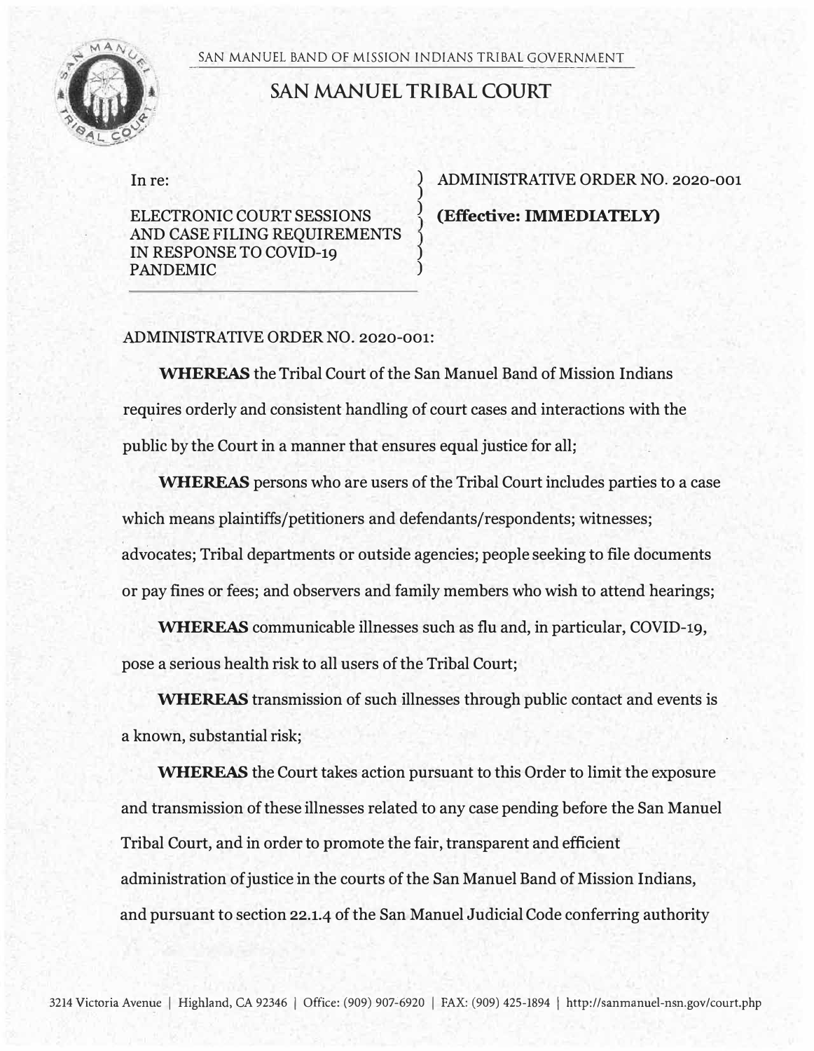SAN MANUEL BAND OF MISSION INDIANS TRIBAL GOVERNMENT

# SAN MANUEL TRIBAL COURT

| In re: | ADMINISTRATIVE ORDER NO. 2020-001 |
|---|---|
| ELECTRONIC COURT SESSIONS AND CASE FILING REQUIREMENTS IN RESPONSE TO COVID-19 PANDEMIC | **(Effective: IMMEDIATELY)** |

ADMINISTRATIVE ORDER NO. 2020-001:

**WHEREAS** the Tribal Court of the San Manuel Band of Mission Indians requires orderly and consistent handling of court cases and interactions with the public by the Court in a manner that ensures equal justice for all;

**WHEREAS** persons who are users of the Tribal Court includes parties to a case which means plaintiffs/petitioners and defendants/respondents; witnesses; advocates; Tribal departments or outside agencies; people seeking to file documents or pay fines or fees; and observers and family members who wish to attend hearings;

**WHEREAS** communicable illnesses such as flu and, in particular, COVID-19, pose a serious health risk to all users of the Tribal Court;

**WHEREAS** transmission of such illnesses through public contact and events is a known, substantial risk;

**WHEREAS** the Court takes action pursuant to this Order to limit the exposure and transmission of these illnesses related to any case pending before the San Manuel Tribal Court, and in order to promote the fair, transparent and efficient administration of justice in the courts of the San Manuel Band of Mission Indians, and pursuant to section 22.1.4 of the San Manuel Judicial Code conferring authority

3214 Victoria Avenue | Highland, CA 92346 | Office: (909) 907-6920 | FAX: (909) 425-1894 | http://sanmanuel-nsn.gov/court.php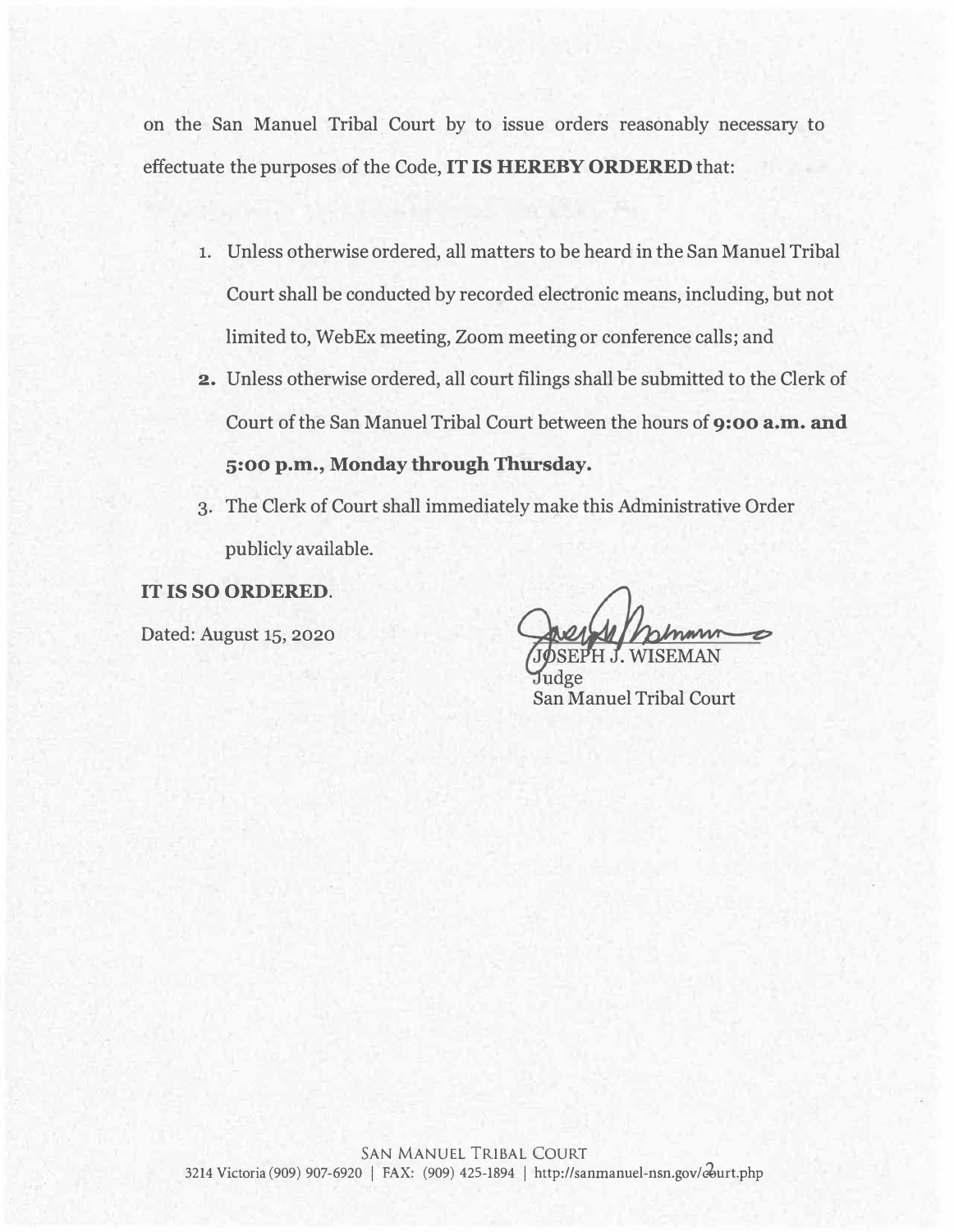on the San Manuel Tribal Court by to issue orders reasonably necessary to effectuate the purposes of the Code, **IT IS HEREBY ORDERED** that:

1. Unless otherwise ordered, all matters to be heard in the San Manuel Tribal Court shall be conducted by recorded electronic means, including, but not limited to, WebEx meeting, Zoom meeting or conference calls; and
2. Unless otherwise ordered, all court filings shall be submitted to the Clerk of Court of the San Manuel Tribal Court between the hours of **9:00 a.m. and 5:00 p.m., Monday through Thursday.**
3. The Clerk of Court shall immediately make this Administrative Order publicly available.

**IT IS SO ORDERED**.

Dated: August 15, 2020

JOSEPH J. WISEMAN
Judge
San Manuel Tribal Court

SAN MANUEL TRIBAL COURT
3214 Victoria (909) 907-6920 | FAX: (909) 425-1894 | http://sanmanuel-nsn.gov/court.php